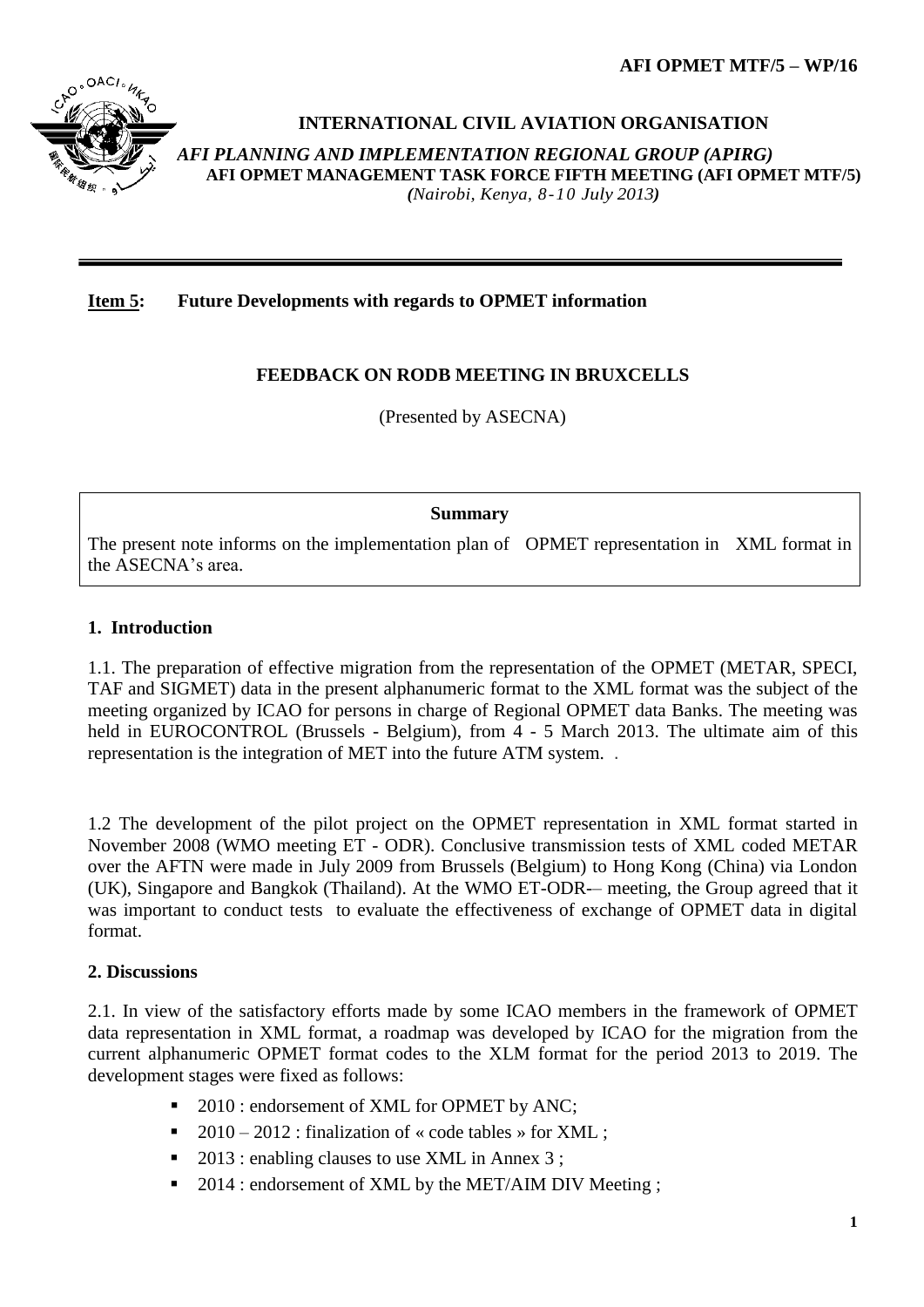AFI OPMET MTF/5 – WP/16

**INTERNATIONAL CIVIL AVIATION ORGANISATION**

*AFI PLANNING AND IMPLEMENTATION REGIONAL GROUP (APIRG)*

**AFI OPMET MANAGEMENT TASK FORCE FIFTH MEETING (AFI OPMET MTF/5)**

***(Nairobi, Kenya, 8-10 July 2013)***

---

**Item 5: Future Developments with regards to OPMET information**

## FEEDBACK ON RODB MEETING IN BRUXCELLS

(Presented by ASECNA)

**Summary**

The present note informs on the implementation plan of OPMET representation in XML format in the ASECNA's area.

### 1. Introduction

1.1. The preparation of effective migration from the representation of the OPMET (METAR, SPECI, TAF and SIGMET) data in the present alphanumeric format to the XML format was the subject of the meeting organized by ICAO for persons in charge of Regional OPMET data Banks. The meeting was held in EUROCONTROL (Brussels - Belgium), from 4 - 5 March 2013. The ultimate aim of this representation is the integration of MET into the future ATM system. .

1.2 The development of the pilot project on the OPMET representation in XML format started in November 2008 (WMO meeting ET - ODR). Conclusive transmission tests of XML coded METAR over the AFTN were made in July 2009 from Brussels (Belgium) to Hong Kong (China) via London (UK), Singapore and Bangkok (Thailand). At the WMO ET-ODR-– meeting, the Group agreed that it was important to conduct tests to evaluate the effectiveness of exchange of OPMET data in digital format.

### 2. Discussions

2.1. In view of the satisfactory efforts made by some ICAO members in the framework of OPMET data representation in XML format, a roadmap was developed by ICAO for the migration from the current alphanumeric OPMET format codes to the XLM format for the period 2013 to 2019. The development stages were fixed as follows:

- 2010 : endorsement of XML for OPMET by ANC;
- 2010 – 2012 : finalization of « code tables » for XML ;
- 2013 : enabling clauses to use XML in Annex 3 ;
- 2014 : endorsement of XML by the MET/AIM DIV Meeting ;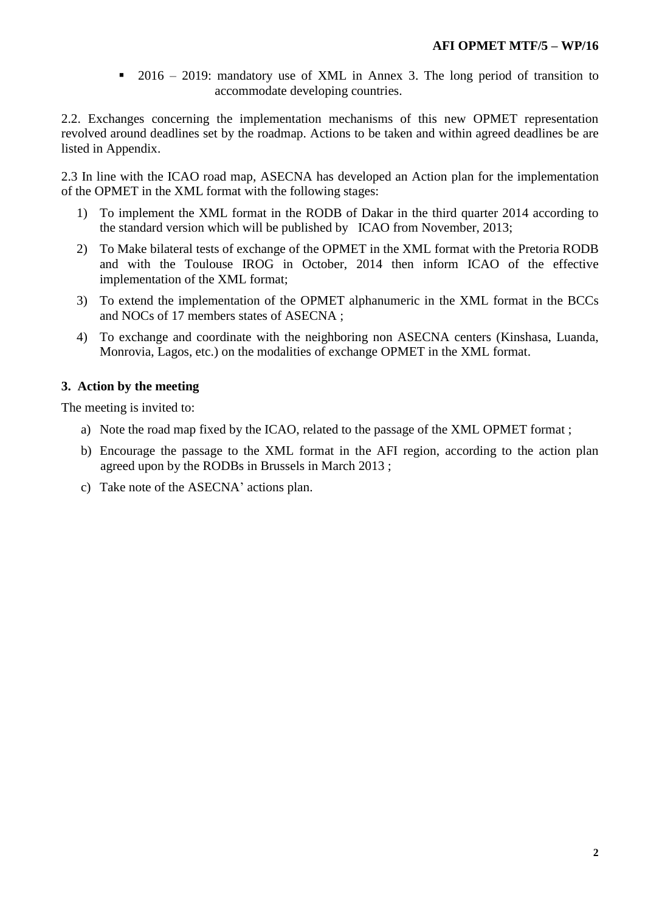- 2016 – 2019: mandatory use of XML in Annex 3. The long period of transition to accommodate developing countries.

2.2. Exchanges concerning the implementation mechanisms of this new OPMET representation revolved around deadlines set by the roadmap. Actions to be taken and within agreed deadlines be are listed in Appendix.

2.3 In line with the ICAO road map, ASECNA has developed an Action plan for the implementation of the OPMET in the XML format with the following stages:

1) To implement the XML format in the RODB of Dakar in the third quarter 2014 according to the standard version which will be published by ICAO from November, 2013;
2) To Make bilateral tests of exchange of the OPMET in the XML format with the Pretoria RODB and with the Toulouse IROG in October, 2014 then inform ICAO of the effective implementation of the XML format;
3) To extend the implementation of the OPMET alphanumeric in the XML format in the BCCs and NOCs of 17 members states of ASECNA ;
4) To exchange and coordinate with the neighboring non ASECNA centers (Kinshasa, Luanda, Monrovia, Lagos, etc.) on the modalities of exchange OPMET in the XML format.

### 3. Action by the meeting

The meeting is invited to:

a) Note the road map fixed by the ICAO, related to the passage of the XML OPMET format ;
b) Encourage the passage to the XML format in the AFI region, according to the action plan agreed upon by the RODBs in Brussels in March 2013 ;
c) Take note of the ASECNA' actions plan.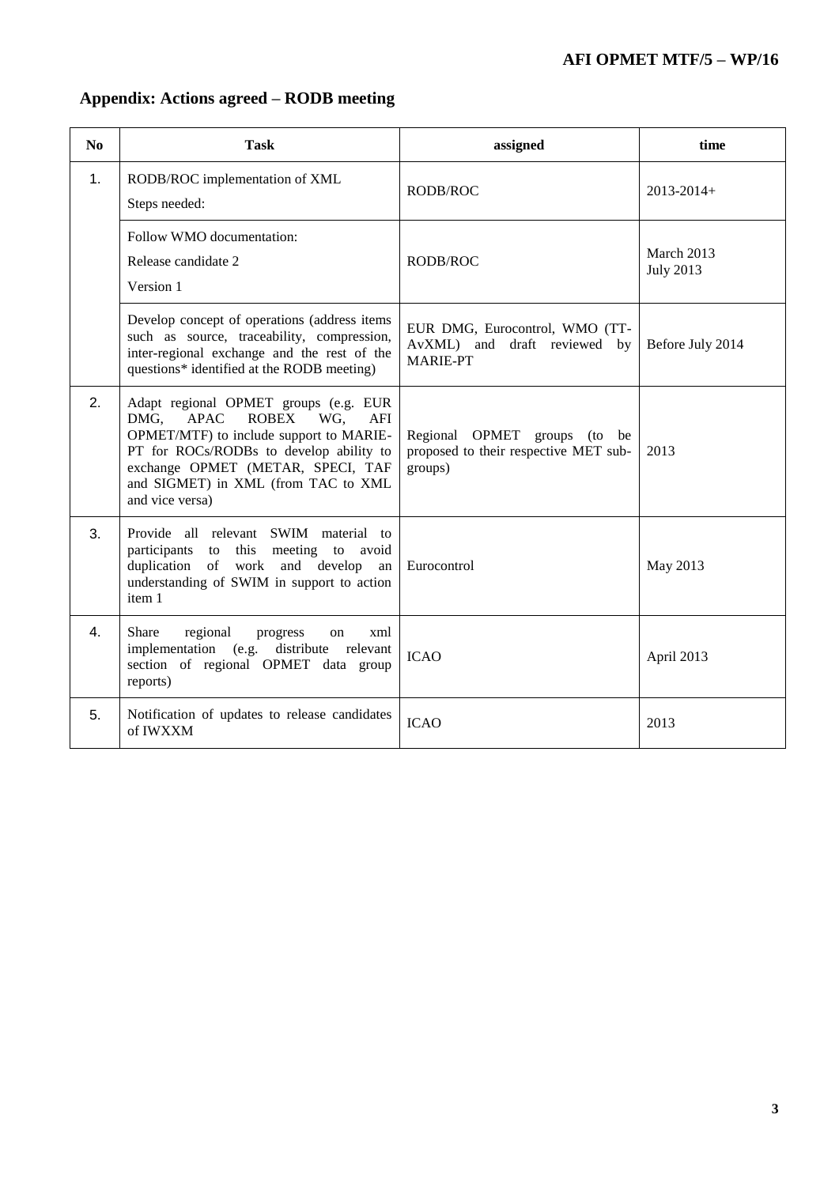## Appendix: Actions agreed – RODB meeting

| No | Task | assigned | time |
|---|---|---|---|
| 1. | RODB/ROC implementation of XML<br>Steps needed: | RODB/ROC | 2013-2014+ |
| | Follow WMO documentation:<br>Release candidate 2<br>Version 1 | RODB/ROC | March 2013<br>July 2013 |
| | Develop concept of operations (address items such as source, traceability, compression, inter-regional exchange and the rest of the questions* identified at the RODB meeting) | EUR DMG, Eurocontrol, WMO (TT-AvXML) and draft reviewed by MARIE-PT | Before July 2014 |
| 2. | Adapt regional OPMET groups (e.g. EUR DMG, APAC ROBEX WG, AFI OPMET/MTF) to include support to MARIE-PT for ROCs/RODBs to develop ability to exchange OPMET (METAR, SPECI, TAF and SIGMET) in XML (from TAC to XML and vice versa) | Regional OPMET groups (to be proposed to their respective MET sub-groups) | 2013 |
| 3. | Provide all relevant SWIM material to participants to this meeting to avoid duplication of work and develop an understanding of SWIM in support to action item 1 | Eurocontrol | May 2013 |
| 4. | Share regional progress on xml implementation (e.g. distribute relevant section of regional OPMET data group reports) | ICAO | April 2013 |
| 5. | Notification of updates to release candidates of IWXXM | ICAO | 2013 |